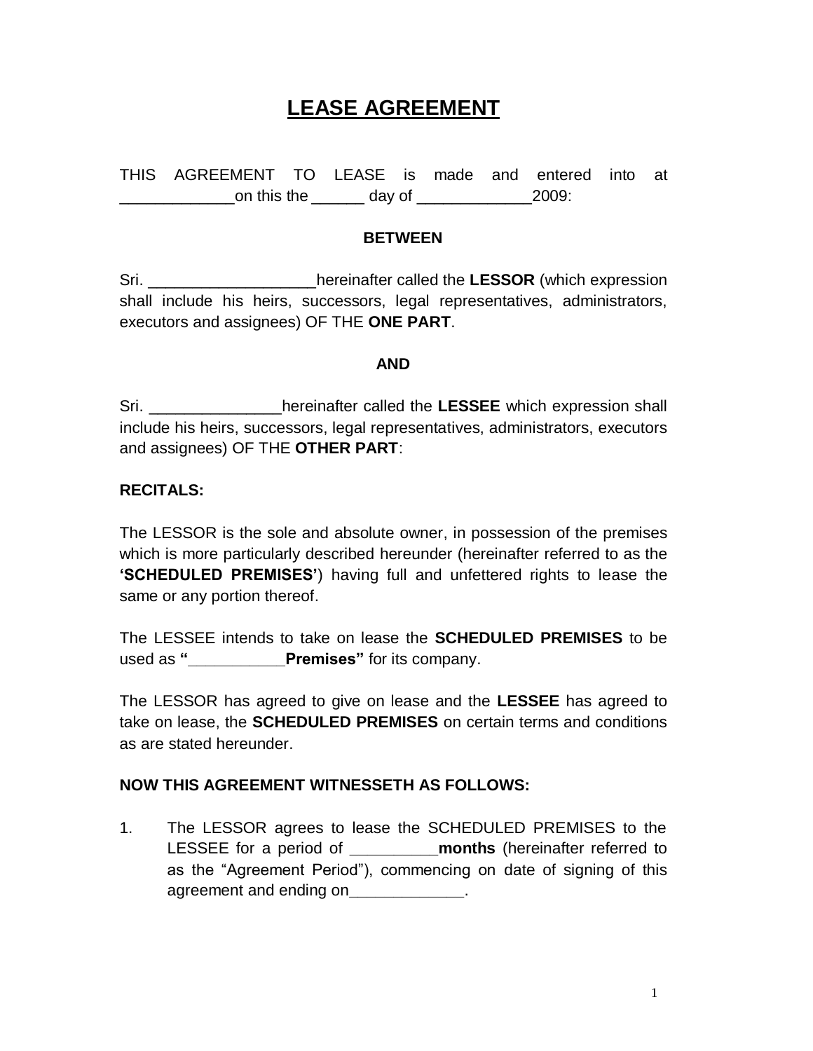# LEASE AGREEMENT

THIS AGREEMENT TO LEASE is made and entered into at _____________on this the ______ day of _____________2009:

**BETWEEN**

Sri. ___________________hereinafter called the **LESSOR** (which expression shall include his heirs, successors, legal representatives, administrators, executors and assignees) OF THE **ONE PART**.

**AND**

Sri. _______________hereinafter called the **LESSEE** which expression shall include his heirs, successors, legal representatives, administrators, executors and assignees) OF THE **OTHER PART**:

**RECITALS:**

The LESSOR is the sole and absolute owner, in possession of the premises which is more particularly described hereunder (hereinafter referred to as the **'SCHEDULED PREMISES'**) having full and unfettered rights to lease the same or any portion thereof.

The LESSEE intends to take on lease the **SCHEDULED PREMISES** to be used as **"___________Premises"** for its company.

The LESSOR has agreed to give on lease and the **LESSEE** has agreed to take on lease, the **SCHEDULED PREMISES** on certain terms and conditions as are stated hereunder.

**NOW THIS AGREEMENT WITNESSETH AS FOLLOWS:**

1. The LESSOR agrees to lease the SCHEDULED PREMISES to the LESSEE for a period of __________**months** (hereinafter referred to as the "Agreement Period"), commencing on date of signing of this agreement and ending on_____________.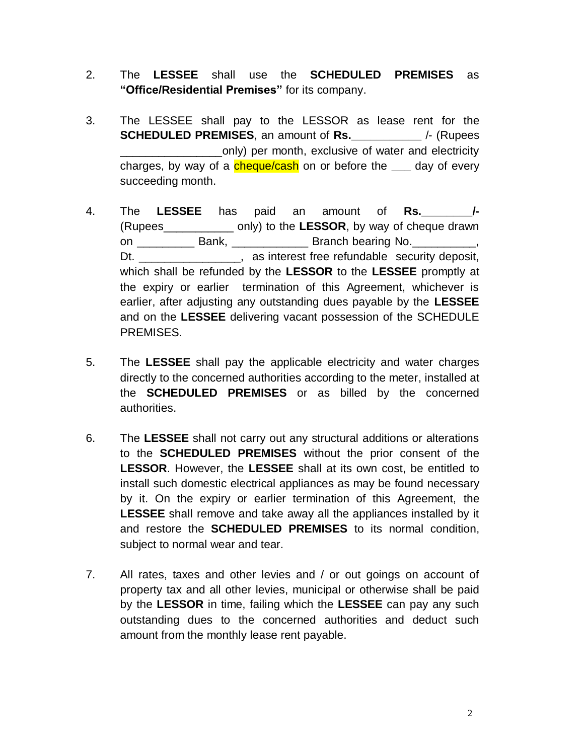2. The **LESSEE** shall use the **SCHEDULED PREMISES** as **"Office/Residential Premises"** for its company.

3. The LESSEE shall pay to the LESSOR as lease rent for the **SCHEDULED PREMISES**, an amount of **Rs.___________** /- (Rupees ________________only) per month, exclusive of water and electricity charges, by way of a cheque/cash on or before the ___ day of every succeeding month.

4. The **LESSEE** has paid an amount of **Rs.________/-** (Rupees___________ only) to the **LESSOR**, by way of cheque drawn on _________ Bank, ____________ Branch bearing No.__________, Dt. ________________, as interest free refundable security deposit, which shall be refunded by the **LESSOR** to the **LESSEE** promptly at the expiry or earlier termination of this Agreement, whichever is earlier, after adjusting any outstanding dues payable by the **LESSEE** and on the **LESSEE** delivering vacant possession of the SCHEDULE PREMISES.

5. The **LESSEE** shall pay the applicable electricity and water charges directly to the concerned authorities according to the meter, installed at the **SCHEDULED PREMISES** or as billed by the concerned authorities.

6. The **LESSEE** shall not carry out any structural additions or alterations to the **SCHEDULED PREMISES** without the prior consent of the **LESSOR**. However, the **LESSEE** shall at its own cost, be entitled to install such domestic electrical appliances as may be found necessary by it. On the expiry or earlier termination of this Agreement, the **LESSEE** shall remove and take away all the appliances installed by it and restore the **SCHEDULED PREMISES** to its normal condition, subject to normal wear and tear.

7. All rates, taxes and other levies and / or out goings on account of property tax and all other levies, municipal or otherwise shall be paid by the **LESSOR** in time, failing which the **LESSEE** can pay any such outstanding dues to the concerned authorities and deduct such amount from the monthly lease rent payable.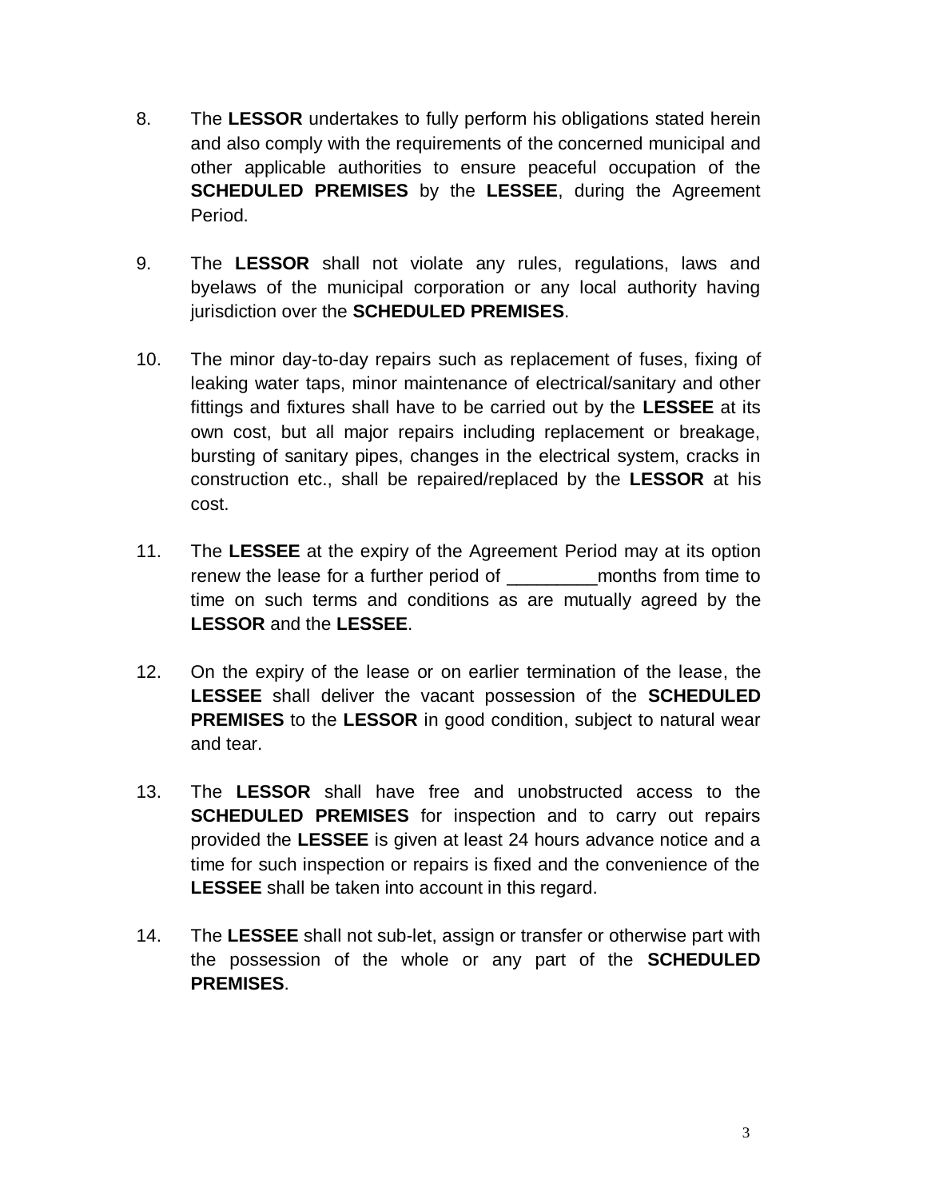8. The **LESSOR** undertakes to fully perform his obligations stated herein and also comply with the requirements of the concerned municipal and other applicable authorities to ensure peaceful occupation of the **SCHEDULED PREMISES** by the **LESSEE**, during the Agreement Period.

9. The **LESSOR** shall not violate any rules, regulations, laws and byelaws of the municipal corporation or any local authority having jurisdiction over the **SCHEDULED PREMISES**.

10. The minor day-to-day repairs such as replacement of fuses, fixing of leaking water taps, minor maintenance of electrical/sanitary and other fittings and fixtures shall have to be carried out by the **LESSEE** at its own cost, but all major repairs including replacement or breakage, bursting of sanitary pipes, changes in the electrical system, cracks in construction etc., shall be repaired/replaced by the **LESSOR** at his cost.

11. The **LESSEE** at the expiry of the Agreement Period may at its option renew the lease for a further period of _________months from time to time on such terms and conditions as are mutually agreed by the **LESSOR** and the **LESSEE**.

12. On the expiry of the lease or on earlier termination of the lease, the **LESSEE** shall deliver the vacant possession of the **SCHEDULED PREMISES** to the **LESSOR** in good condition, subject to natural wear and tear.

13. The **LESSOR** shall have free and unobstructed access to the **SCHEDULED PREMISES** for inspection and to carry out repairs provided the **LESSEE** is given at least 24 hours advance notice and a time for such inspection or repairs is fixed and the convenience of the **LESSEE** shall be taken into account in this regard.

14. The **LESSEE** shall not sub-let, assign or transfer or otherwise part with the possession of the whole or any part of the **SCHEDULED PREMISES**.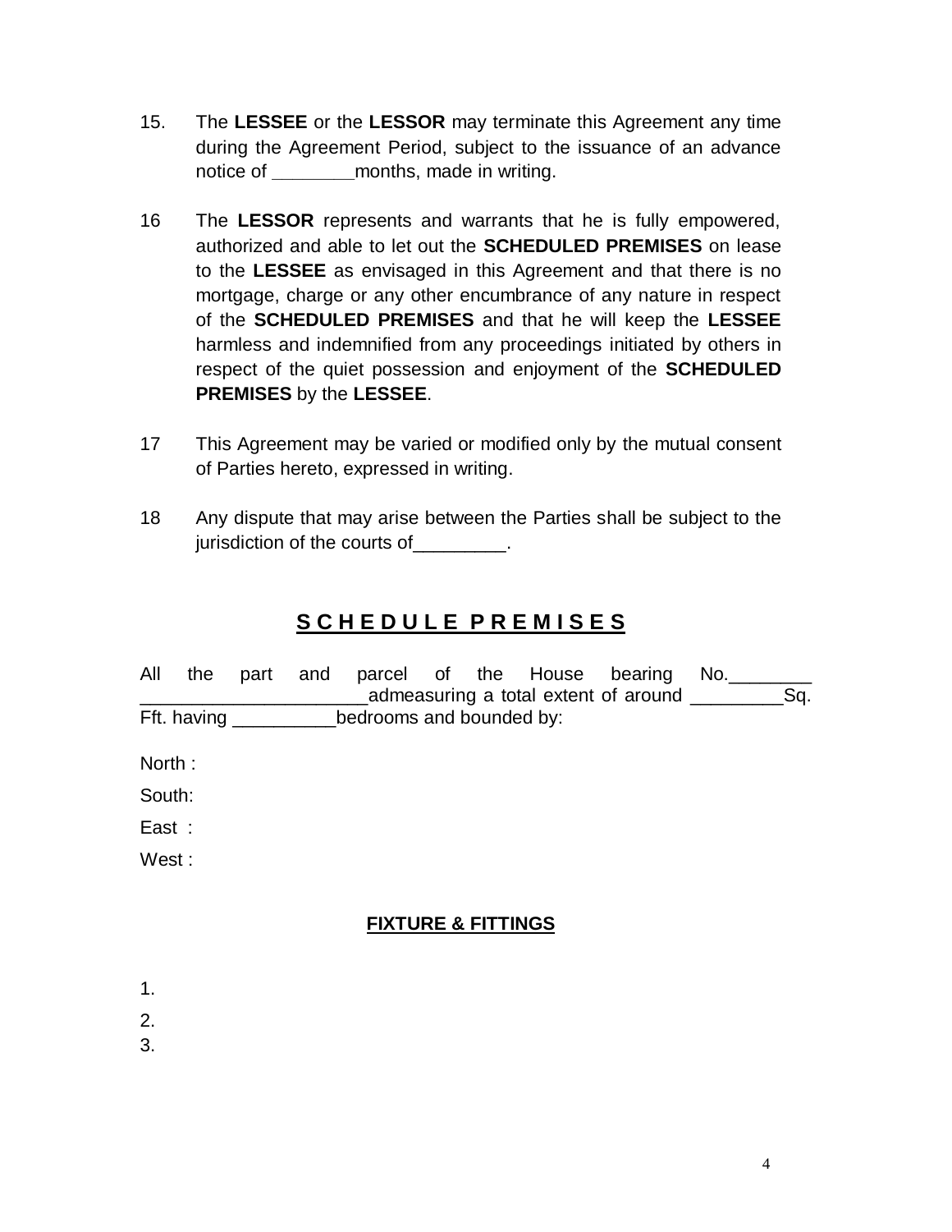15. The **LESSEE** or the **LESSOR** may terminate this Agreement any time during the Agreement Period, subject to the issuance of an advance notice of ________months, made in writing.

16 The **LESSOR** represents and warrants that he is fully empowered, authorized and able to let out the **SCHEDULED PREMISES** on lease to the **LESSEE** as envisaged in this Agreement and that there is no mortgage, charge or any other encumbrance of any nature in respect of the **SCHEDULED PREMISES** and that he will keep the **LESSEE** harmless and indemnified from any proceedings initiated by others in respect of the quiet possession and enjoyment of the **SCHEDULED PREMISES** by the **LESSEE**.

17 This Agreement may be varied or modified only by the mutual consent of Parties hereto, expressed in writing.

18 Any dispute that may arise between the Parties shall be subject to the jurisdiction of the courts of_________.

## S C H E D U L E P R E M I S E S

All the part and parcel of the House bearing No.________ ______________________admeasuring a total extent of around _________Sq. Fft. having __________bedrooms and bounded by:

North :

South:

East :

West :

### FIXTURE & FITTINGS

1.

2.

3.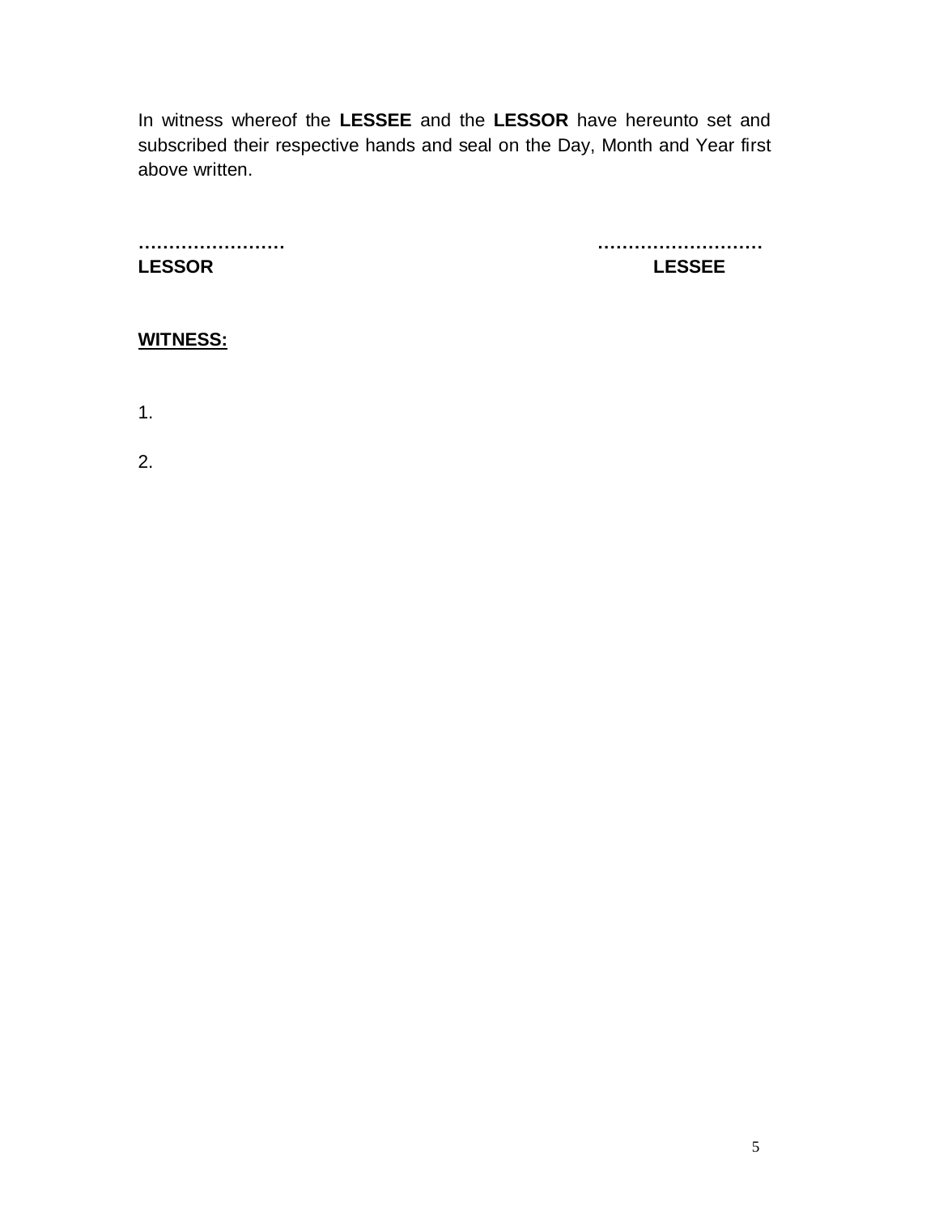In witness whereof the **LESSEE** and the **LESSOR** have hereunto set and subscribed their respective hands and seal on the Day, Month and Year first above written.

**……………………** **………………………**
**LESSOR** **LESSEE**

**WITNESS:**

1.

2.